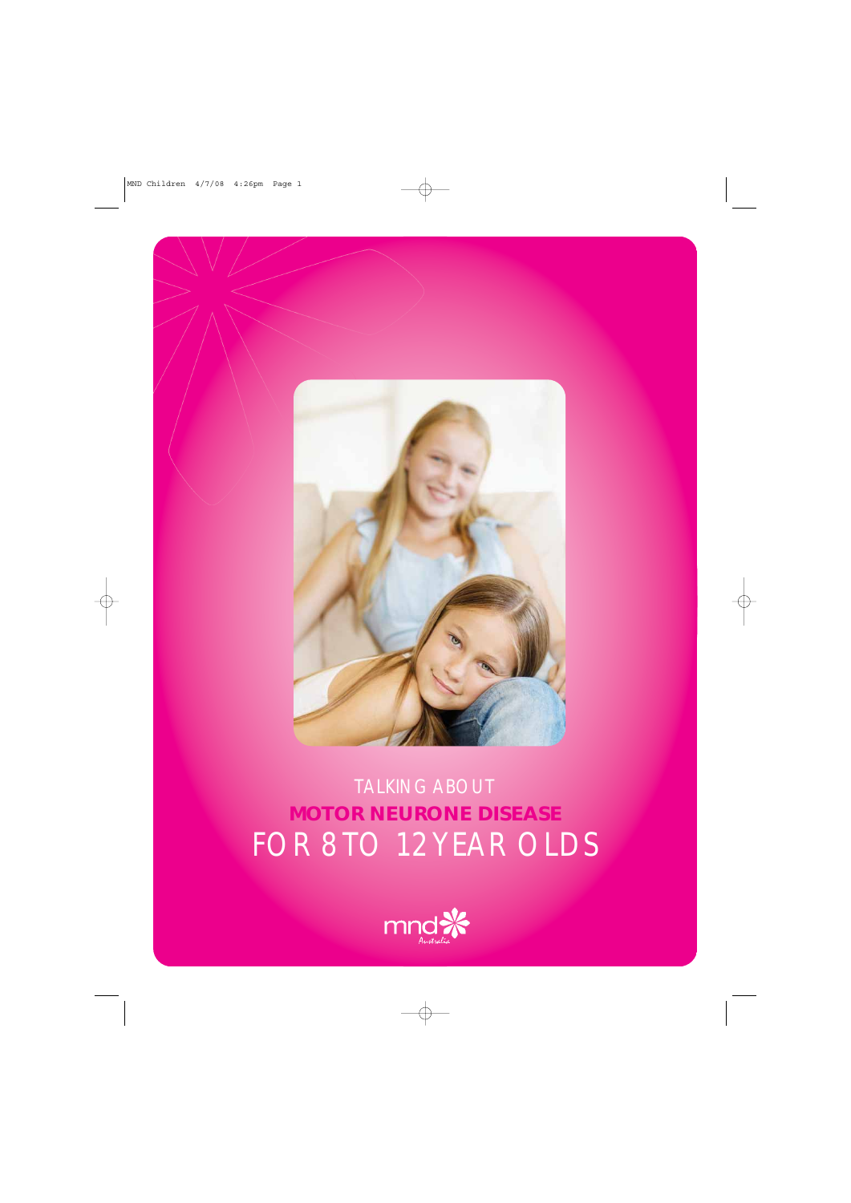# TALKING ABOUT
# MOTOR NEURONE DISEASE
# FOR 8 TO 12 YEAR OLDS

mnd Australia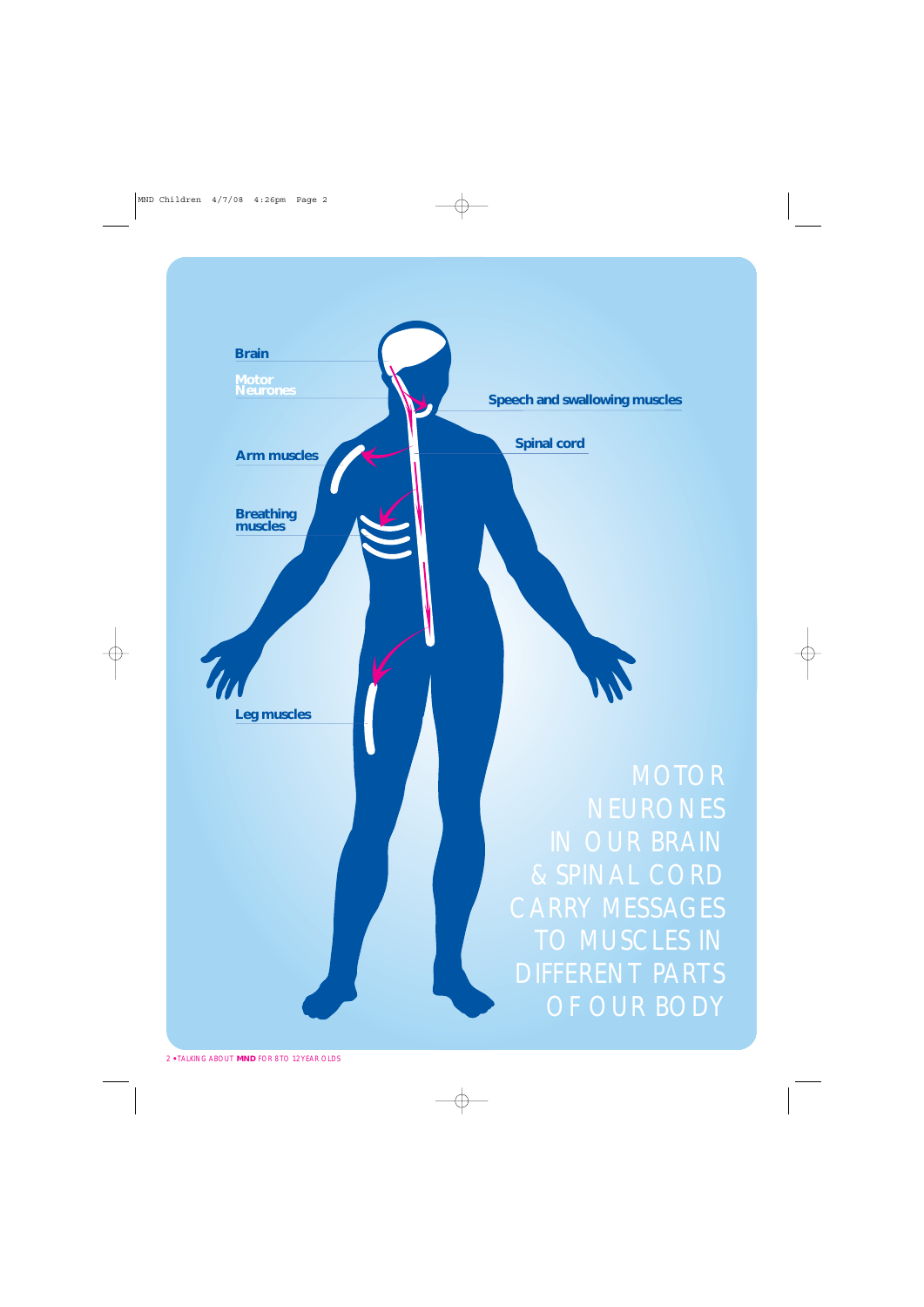Brain

Motor Neurones

Speech and swallowing muscles

Spinal cord

Arm muscles

Breathing muscles

Leg muscles

MOTOR NEURONES IN OUR BRAIN & SPINAL CORD CARRY MESSAGES TO MUSCLES IN DIFFERENT PARTS OF OUR BODY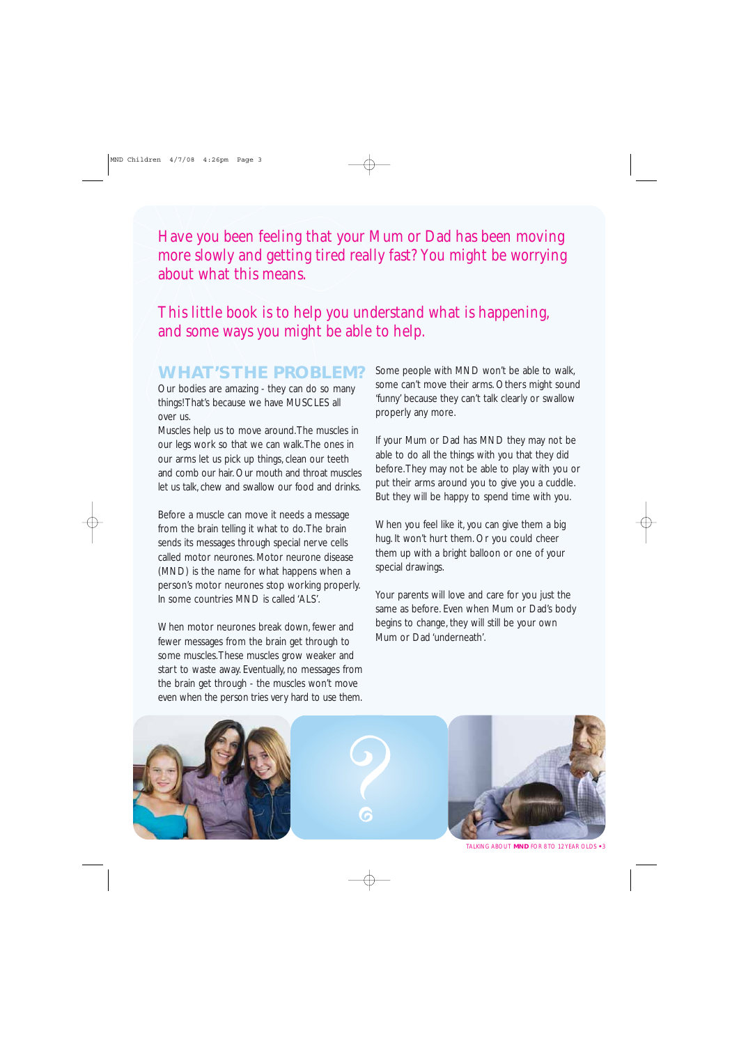Have you been feeling that your Mum or Dad has been moving more slowly and getting tired really fast? You might be worrying about what this means.

This little book is to help you understand what is happening, and some ways you might be able to help.

## WHAT'S THE PROBLEM?

Our bodies are amazing - they can do so many things! That's because we have MUSCLES all over us.

Muscles help us to move around. The muscles in our legs work so that we can walk. The ones in our arms let us pick up things, clean our teeth and comb our hair. Our mouth and throat muscles let us talk, chew and swallow our food and drinks.

Before a muscle can move it needs a message from the brain telling it what to do. The brain sends its messages through special nerve cells called motor neurones. Motor neurone disease (MND) is the name for what happens when a person's motor neurones stop working properly. In some countries MND is called 'ALS'.

When motor neurones break down, fewer and fewer messages from the brain get through to some muscles. These muscles grow weaker and start to waste away. Eventually, no messages from the brain get through - the muscles won't move even when the person tries very hard to use them.

Some people with MND won't be able to walk, some can't move their arms. Others might sound 'funny' because they can't talk clearly or swallow properly any more.

If your Mum or Dad has MND they may not be able to do all the things with you that they did before. They may not be able to play with you or put their arms around you to give you a cuddle. But they will be happy to spend time with you.

When you feel like it, you can give them a big hug. It won't hurt them. Or you could cheer them up with a bright balloon or one of your special drawings.

Your parents will love and care for you just the same as before. Even when Mum or Dad's body begins to change, they will still be your own Mum or Dad 'underneath'.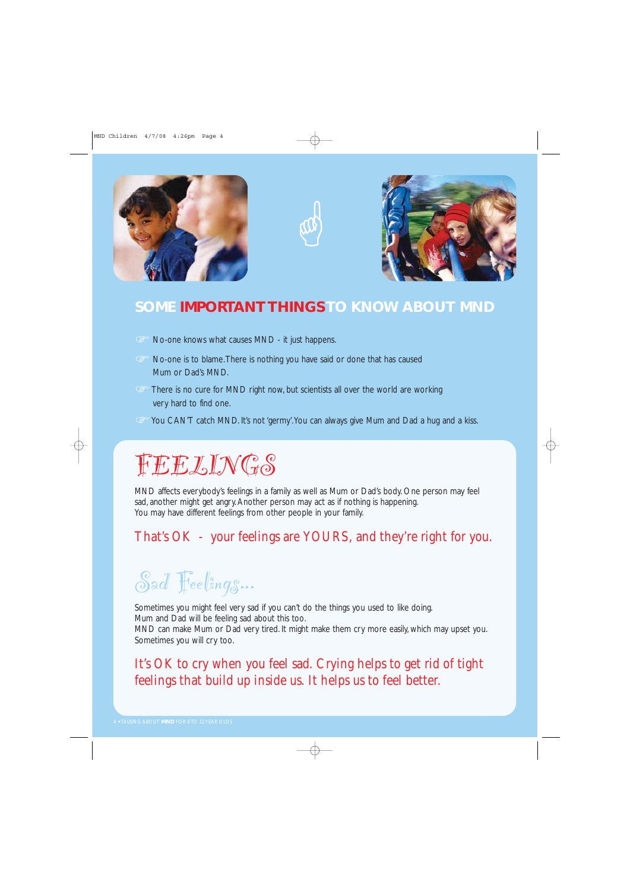## SOME IMPORTANT THINGS TO KNOW ABOUT MND

- No-one knows what causes MND - it just happens.
- No-one is to blame. There is nothing you have said or done that has caused Mum or Dad's MND.
- There is no cure for MND right now, but scientists all over the world are working very hard to find one.
- You CAN'T catch MND. It's not 'germy'. You can always give Mum and Dad a hug and a kiss.

# FEELINGS

MND affects everybody's feelings in a family as well as Mum or Dad's body. One person may feel sad, another might get angry. Another person may act as if nothing is happening. You may have different feelings from other people in your family.

That's OK - your feelings are YOURS, and they're right for you.

## Sad Feelings...

Sometimes you might feel very sad if you can't do the things you used to like doing. Mum and Dad will be feeling sad about this too.
MND can make Mum or Dad very tired. It might make them cry more easily, which may upset you. Sometimes you will cry too.

It's OK to cry when you feel sad. Crying helps to get rid of tight feelings that build up inside us. It helps us to feel better.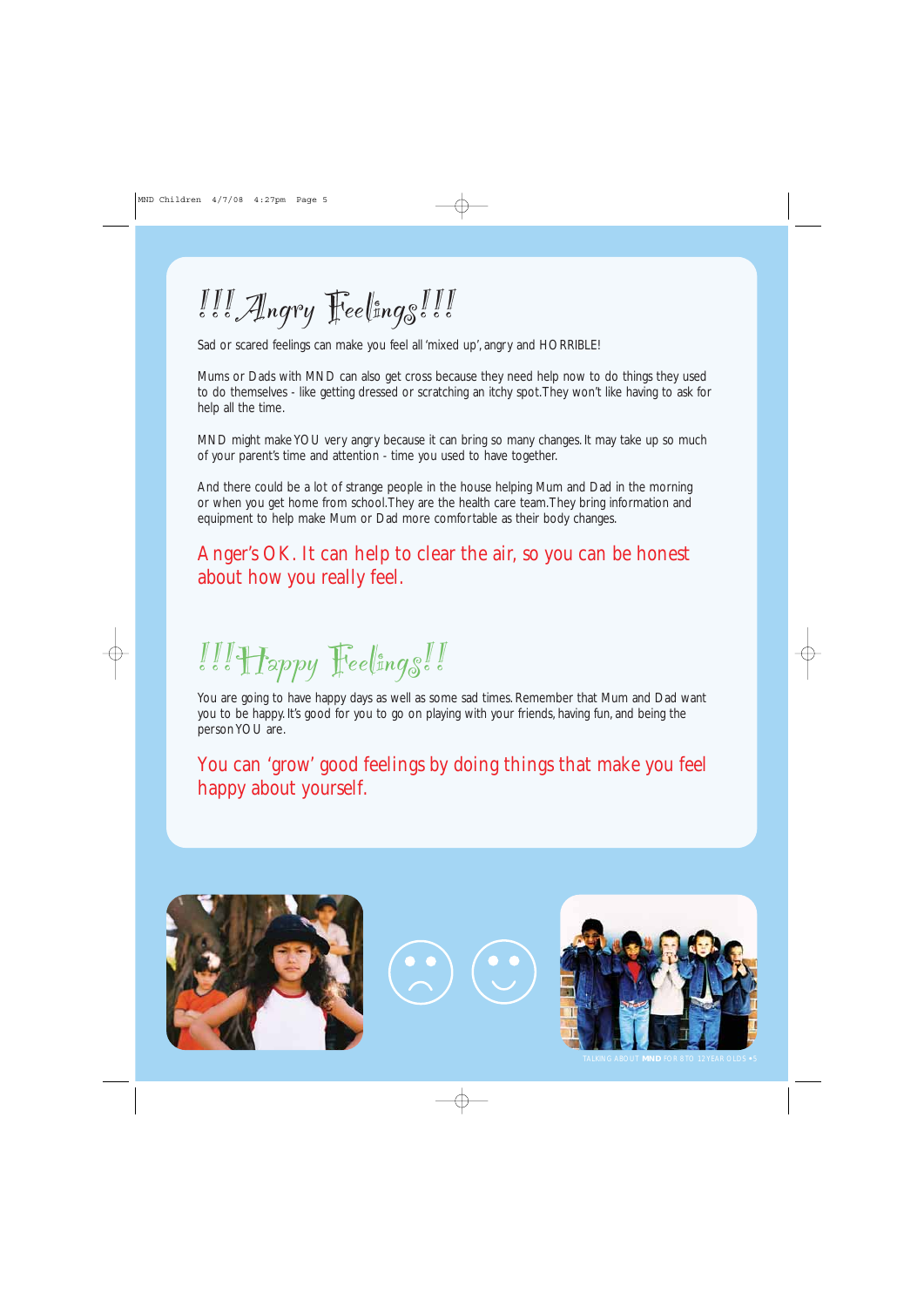## !!! Angry Feelings !!!

Sad or scared feelings can make you feel all 'mixed up', angry and HORRIBLE!

Mums or Dads with MND can also get cross because they need help now to do things they used to do themselves - like getting dressed or scratching an itchy spot. They won't like having to ask for help all the time.

MND might make YOU very angry because it can bring so many changes. It may take up so much of your parent's time and attention - time you used to have together.

And there could be a lot of strange people in the house helping Mum and Dad in the morning or when you get home from school. They are the health care team. They bring information and equipment to help make Mum or Dad more comfortable as their body changes.

Anger's OK. It can help to clear the air, so you can be honest about how you really feel.

## !!! Happy Feelings !!

You are going to have happy days as well as some sad times. Remember that Mum and Dad want you to be happy. It's good for you to go on playing with your friends, having fun, and being the person YOU are.

You can 'grow' good feelings by doing things that make you feel happy about yourself.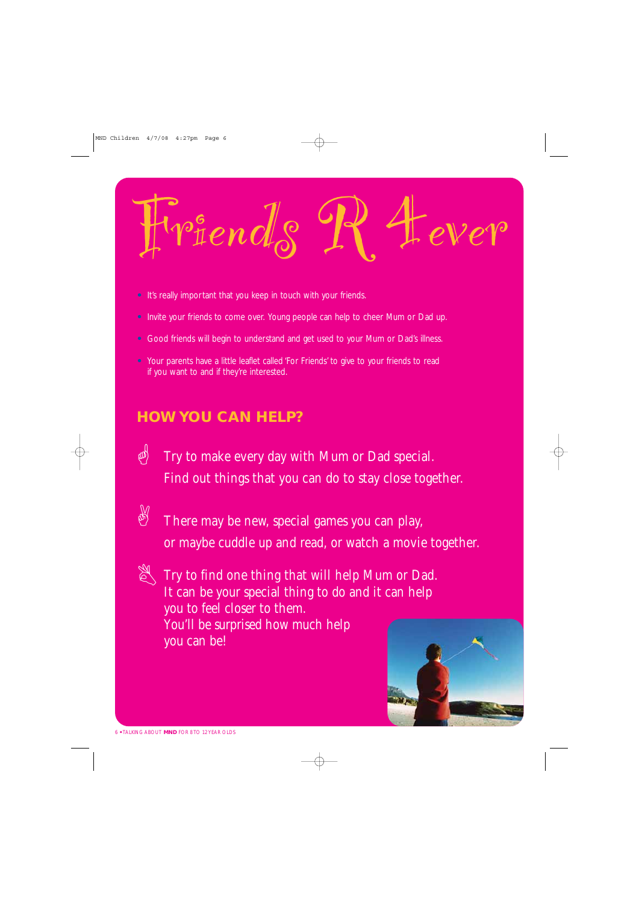# Friends R 4ever

- It's really important that you keep in touch with your friends.
- Invite your friends to come over. Young people can help to cheer Mum or Dad up.
- Good friends will begin to understand and get used to your Mum or Dad's illness.
- Your parents have a little leaflet called 'For Friends' to give to your friends to read if you want to and if they're interested.

## HOW YOU CAN HELP?

Try to make every day with Mum or Dad special.
Find out things that you can do to stay close together.

There may be new, special games you can play, or maybe cuddle up and read, or watch a movie together.

Try to find one thing that will help Mum or Dad. It can be your special thing to do and it can help you to feel closer to them.
You'll be surprised how much help you can be!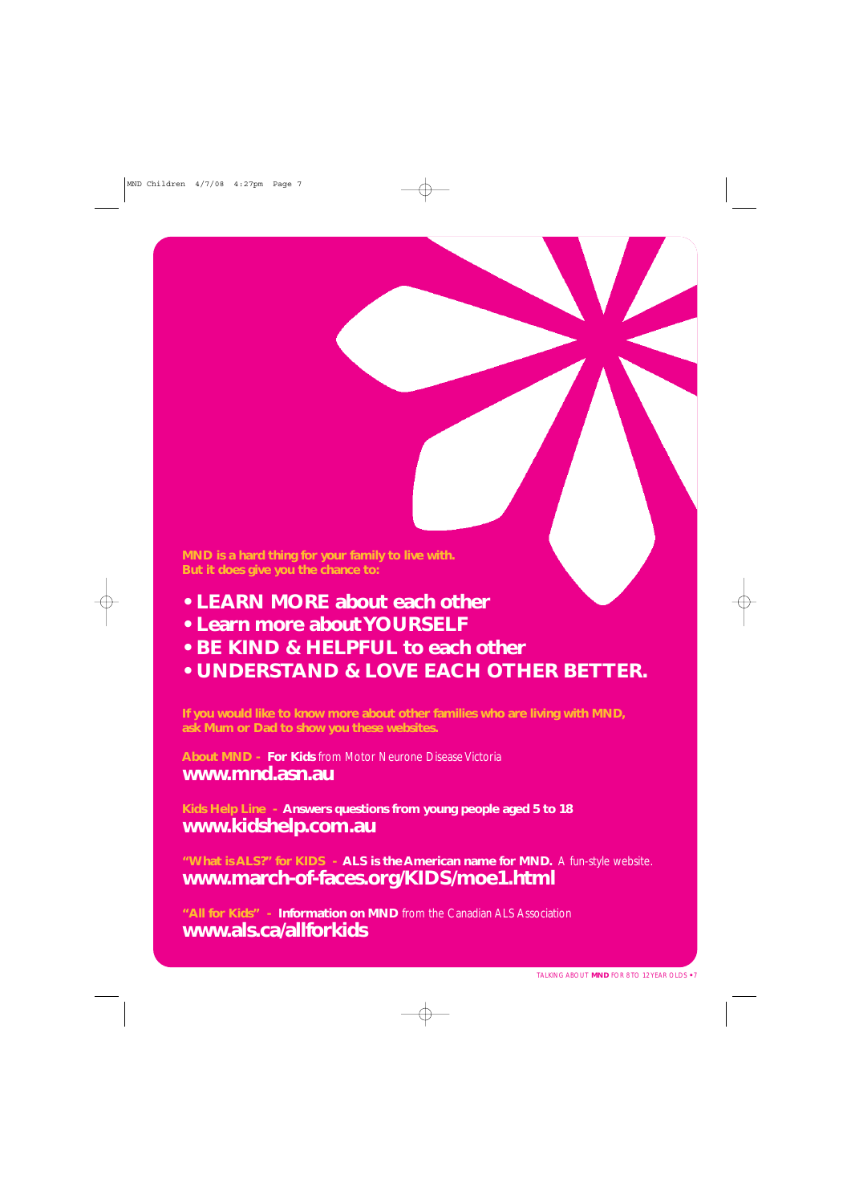**MND is a hard thing for your family to live with.**
**But it does give you the chance to:**

- **LEARN MORE about each other**
- **Learn more about YOURSELF**
- **BE KIND & HELPFUL to each other**
- **UNDERSTAND & LOVE EACH OTHER BETTER.**

**If you would like to know more about other families who are living with MND, ask Mum or Dad to show you these websites.**

**About MND - For Kids** from Motor Neurone Disease Victoria
**www.mnd.asn.au**

**Kids Help Line - Answers questions from young people aged 5 to 18**
**www.kidshelp.com.au**

**"What is ALS?" for KIDS - ALS is the American name for MND.** A fun-style website.
**www.march-of-faces.org/KIDS/moe1.html**

**"All for Kids" - Information on MND** from the Canadian ALS Association
**www.als.ca/allforkids**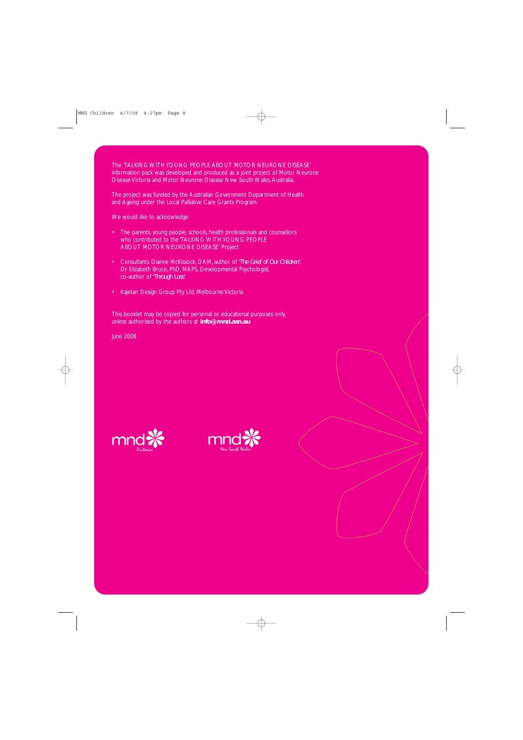The 'TALKING WITH YOUNG PEOPLE ABOUT MOTOR NEURONE DISEASE' information pack was developed and produced as a joint project of Motor Neurone Disease Victoria and Motor Neurone Disease New South Wales, Australia.

The project was funded by the Australian Government Department of Health and Ageing under the Local Palliative Care Grants Program.

We would like to acknowledge:

- The parents, young people, schools, health professionals and counsellors who contributed to the 'TALKING WITH YOUNG PEOPLE ABOUT MOTOR NEURONE DISEASE' Project
- Consultants Dianne McKissock, OAM, author of *'The Grief of Our Children'*; Dr Elizabeth Bruce, PhD, MAPS, Developmental Psychologist, co-author of *'Through Loss'*
- Kajetan Design Group Pty Ltd, Melbourne Victoria

This booklet may be copied for personal or educational purposes only, unless authorised by the authors at **info@mnd.asn.au**

June 2008

mnd Victoria

mnd New South Wales